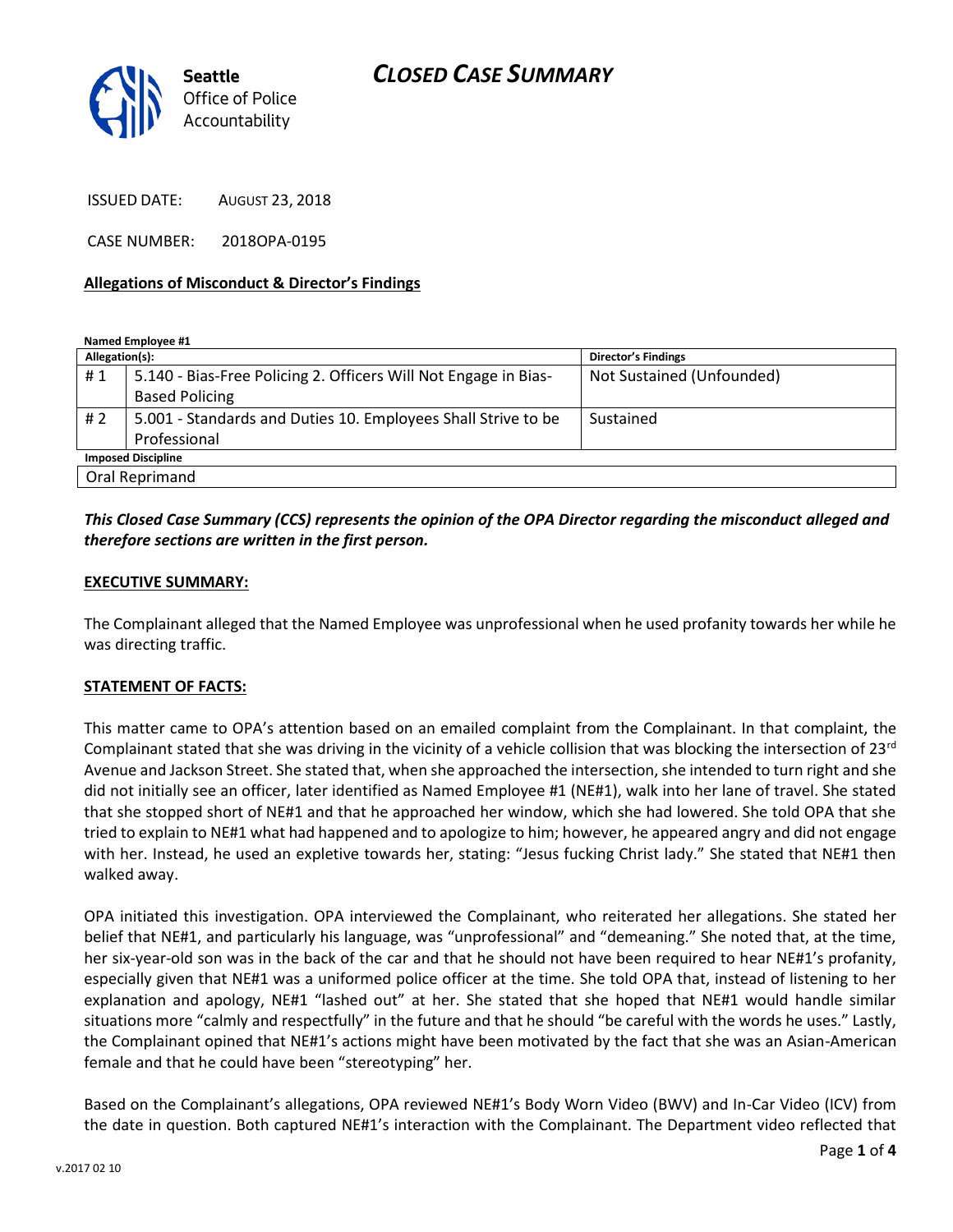Seattle Office of Police Accountability

# CLOSED CASE SUMMARY

ISSUED DATE: AUGUST 23, 2018

CASE NUMBER: 2018OPA-0195

**Allegations of Misconduct & Director's Findings**

**Named Employee #1**

| Allegation(s): | | Director's Findings |
|---|---|---|
| # 1 | 5.140 - Bias-Free Policing 2. Officers Will Not Engage in Bias-Based Policing | Not Sustained (Unfounded) |
| # 2 | 5.001 - Standards and Duties 10. Employees Shall Strive to be Professional | Sustained |
| **Imposed Discipline** | | |
| Oral Reprimand | | |

***This Closed Case Summary (CCS) represents the opinion of the OPA Director regarding the misconduct alleged and therefore sections are written in the first person.***

**EXECUTIVE SUMMARY:**

The Complainant alleged that the Named Employee was unprofessional when he used profanity towards her while he was directing traffic.

**STATEMENT OF FACTS:**

This matter came to OPA's attention based on an emailed complaint from the Complainant. In that complaint, the Complainant stated that she was driving in the vicinity of a vehicle collision that was blocking the intersection of 23rd Avenue and Jackson Street. She stated that, when she approached the intersection, she intended to turn right and she did not initially see an officer, later identified as Named Employee #1 (NE#1), walk into her lane of travel. She stated that she stopped short of NE#1 and that he approached her window, which she had lowered. She told OPA that she tried to explain to NE#1 what had happened and to apologize to him; however, he appeared angry and did not engage with her. Instead, he used an expletive towards her, stating: "Jesus fucking Christ lady." She stated that NE#1 then walked away.

OPA initiated this investigation. OPA interviewed the Complainant, who reiterated her allegations. She stated her belief that NE#1, and particularly his language, was "unprofessional" and "demeaning." She noted that, at the time, her six-year-old son was in the back of the car and that he should not have been required to hear NE#1's profanity, especially given that NE#1 was a uniformed police officer at the time. She told OPA that, instead of listening to her explanation and apology, NE#1 "lashed out" at her. She stated that she hoped that NE#1 would handle similar situations more "calmly and respectfully" in the future and that he should "be careful with the words he uses." Lastly, the Complainant opined that NE#1's actions might have been motivated by the fact that she was an Asian-American female and that he could have been "stereotyping" her.

Based on the Complainant's allegations, OPA reviewed NE#1's Body Worn Video (BWV) and In-Car Video (ICV) from the date in question. Both captured NE#1's interaction with the Complainant. The Department video reflected that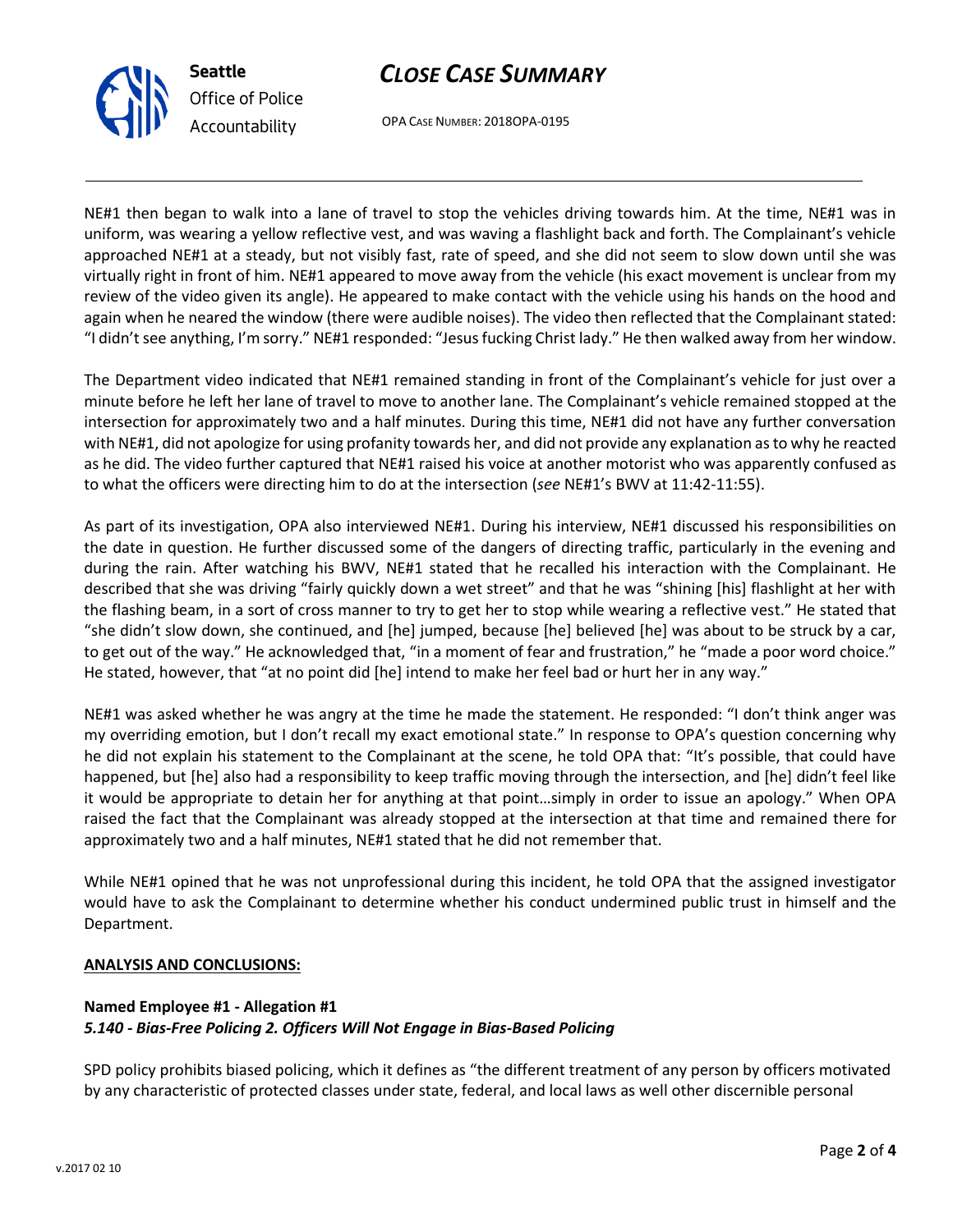NE#1 then began to walk into a lane of travel to stop the vehicles driving towards him. At the time, NE#1 was in uniform, was wearing a yellow reflective vest, and was waving a flashlight back and forth. The Complainant's vehicle approached NE#1 at a steady, but not visibly fast, rate of speed, and she did not seem to slow down until she was virtually right in front of him. NE#1 appeared to move away from the vehicle (his exact movement is unclear from my review of the video given its angle). He appeared to make contact with the vehicle using his hands on the hood and again when he neared the window (there were audible noises). The video then reflected that the Complainant stated: "I didn't see anything, I'm sorry." NE#1 responded: "Jesus fucking Christ lady." He then walked away from her window.

The Department video indicated that NE#1 remained standing in front of the Complainant's vehicle for just over a minute before he left her lane of travel to move to another lane. The Complainant's vehicle remained stopped at the intersection for approximately two and a half minutes. During this time, NE#1 did not have any further conversation with NE#1, did not apologize for using profanity towards her, and did not provide any explanation as to why he reacted as he did. The video further captured that NE#1 raised his voice at another motorist who was apparently confused as to what the officers were directing him to do at the intersection (*see* NE#1's BWV at 11:42-11:55).

As part of its investigation, OPA also interviewed NE#1. During his interview, NE#1 discussed his responsibilities on the date in question. He further discussed some of the dangers of directing traffic, particularly in the evening and during the rain. After watching his BWV, NE#1 stated that he recalled his interaction with the Complainant. He described that she was driving "fairly quickly down a wet street" and that he was "shining [his] flashlight at her with the flashing beam, in a sort of cross manner to try to get her to stop while wearing a reflective vest." He stated that "she didn't slow down, she continued, and [he] jumped, because [he] believed [he] was about to be struck by a car, to get out of the way." He acknowledged that, "in a moment of fear and frustration," he "made a poor word choice." He stated, however, that "at no point did [he] intend to make her feel bad or hurt her in any way."

NE#1 was asked whether he was angry at the time he made the statement. He responded: "I don't think anger was my overriding emotion, but I don't recall my exact emotional state." In response to OPA's question concerning why he did not explain his statement to the Complainant at the scene, he told OPA that: "It's possible, that could have happened, but [he] also had a responsibility to keep traffic moving through the intersection, and [he] didn't feel like it would be appropriate to detain her for anything at that point…simply in order to issue an apology." When OPA raised the fact that the Complainant was already stopped at the intersection at that time and remained there for approximately two and a half minutes, NE#1 stated that he did not remember that.

While NE#1 opined that he was not unprofessional during this incident, he told OPA that the assigned investigator would have to ask the Complainant to determine whether his conduct undermined public trust in himself and the Department.

**ANALYSIS AND CONCLUSIONS:**

**Named Employee #1 - Allegation #1**
***5.140 - Bias-Free Policing 2. Officers Will Not Engage in Bias-Based Policing***

SPD policy prohibits biased policing, which it defines as "the different treatment of any person by officers motivated by any characteristic of protected classes under state, federal, and local laws as well other discernible personal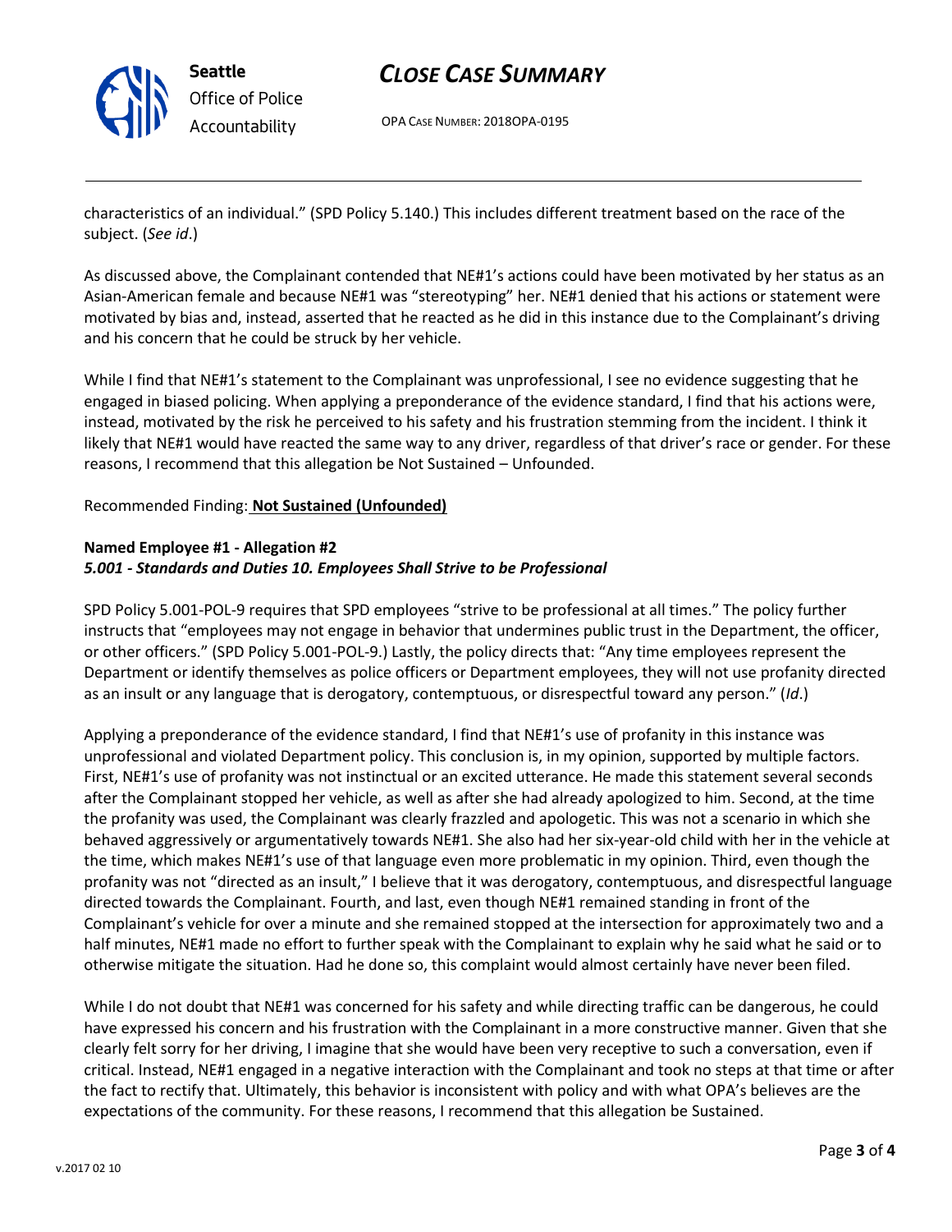characteristics of an individual." (SPD Policy 5.140.) This includes different treatment based on the race of the subject. (*See id*.)

As discussed above, the Complainant contended that NE#1's actions could have been motivated by her status as an Asian-American female and because NE#1 was "stereotyping" her. NE#1 denied that his actions or statement were motivated by bias and, instead, asserted that he reacted as he did in this instance due to the Complainant's driving and his concern that he could be struck by her vehicle.

While I find that NE#1's statement to the Complainant was unprofessional, I see no evidence suggesting that he engaged in biased policing. When applying a preponderance of the evidence standard, I find that his actions were, instead, motivated by the risk he perceived to his safety and his frustration stemming from the incident. I think it likely that NE#1 would have reacted the same way to any driver, regardless of that driver's race or gender. For these reasons, I recommend that this allegation be Not Sustained – Unfounded.

Recommended Finding: **Not Sustained (Unfounded)**

**Named Employee #1 - Allegation #2**
***5.001 - Standards and Duties 10. Employees Shall Strive to be Professional***

SPD Policy 5.001-POL-9 requires that SPD employees "strive to be professional at all times." The policy further instructs that "employees may not engage in behavior that undermines public trust in the Department, the officer, or other officers." (SPD Policy 5.001-POL-9.) Lastly, the policy directs that: "Any time employees represent the Department or identify themselves as police officers or Department employees, they will not use profanity directed as an insult or any language that is derogatory, contemptuous, or disrespectful toward any person." (*Id*.)

Applying a preponderance of the evidence standard, I find that NE#1's use of profanity in this instance was unprofessional and violated Department policy. This conclusion is, in my opinion, supported by multiple factors. First, NE#1's use of profanity was not instinctual or an excited utterance. He made this statement several seconds after the Complainant stopped her vehicle, as well as after she had already apologized to him. Second, at the time the profanity was used, the Complainant was clearly frazzled and apologetic. This was not a scenario in which she behaved aggressively or argumentatively towards NE#1. She also had her six-year-old child with her in the vehicle at the time, which makes NE#1's use of that language even more problematic in my opinion. Third, even though the profanity was not "directed as an insult," I believe that it was derogatory, contemptuous, and disrespectful language directed towards the Complainant. Fourth, and last, even though NE#1 remained standing in front of the Complainant's vehicle for over a minute and she remained stopped at the intersection for approximately two and a half minutes, NE#1 made no effort to further speak with the Complainant to explain why he said what he said or to otherwise mitigate the situation. Had he done so, this complaint would almost certainly have never been filed.

While I do not doubt that NE#1 was concerned for his safety and while directing traffic can be dangerous, he could have expressed his concern and his frustration with the Complainant in a more constructive manner. Given that she clearly felt sorry for her driving, I imagine that she would have been very receptive to such a conversation, even if critical. Instead, NE#1 engaged in a negative interaction with the Complainant and took no steps at that time or after the fact to rectify that. Ultimately, this behavior is inconsistent with policy and with what OPA's believes are the expectations of the community. For these reasons, I recommend that this allegation be Sustained.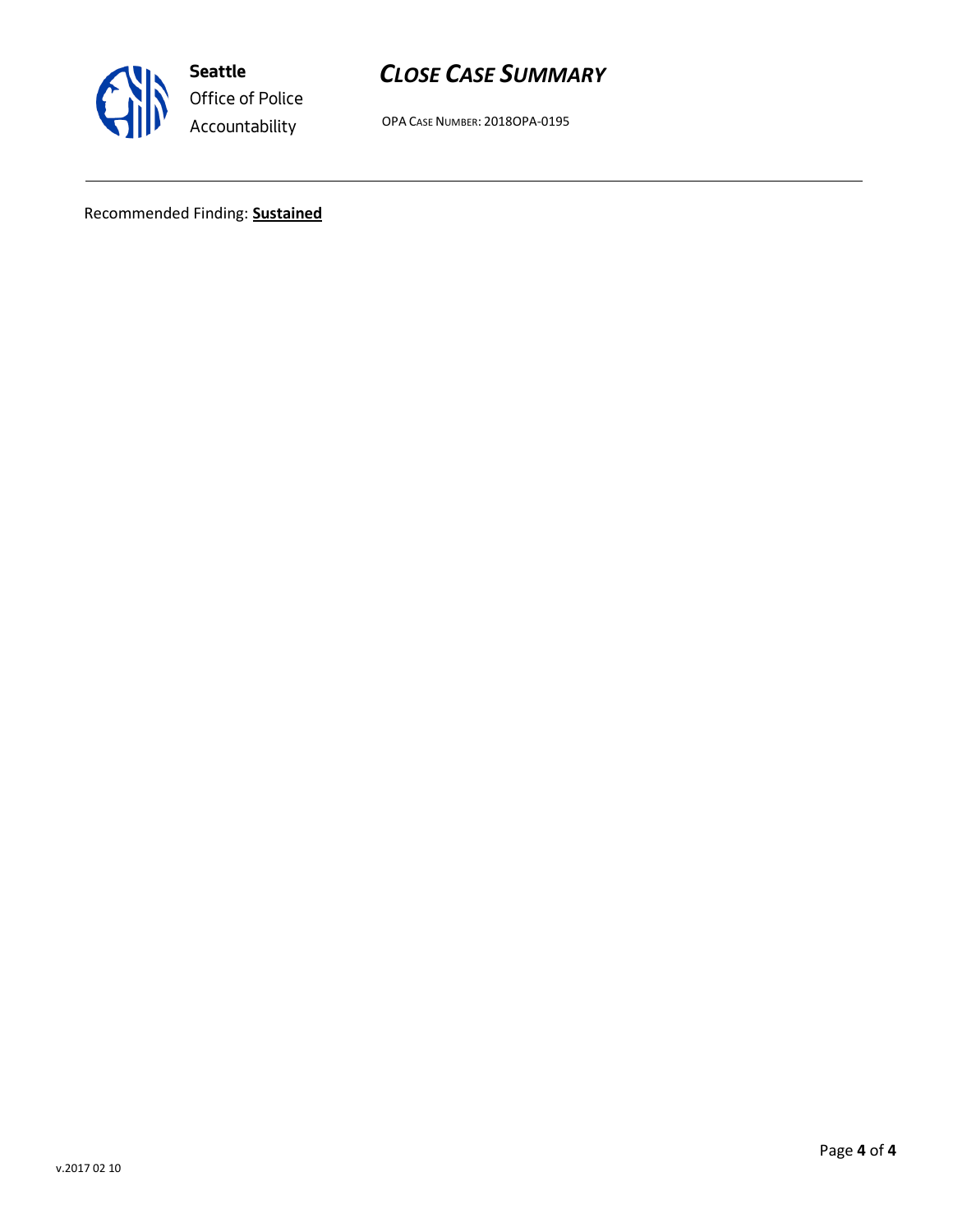Recommended Finding: **Sustained**